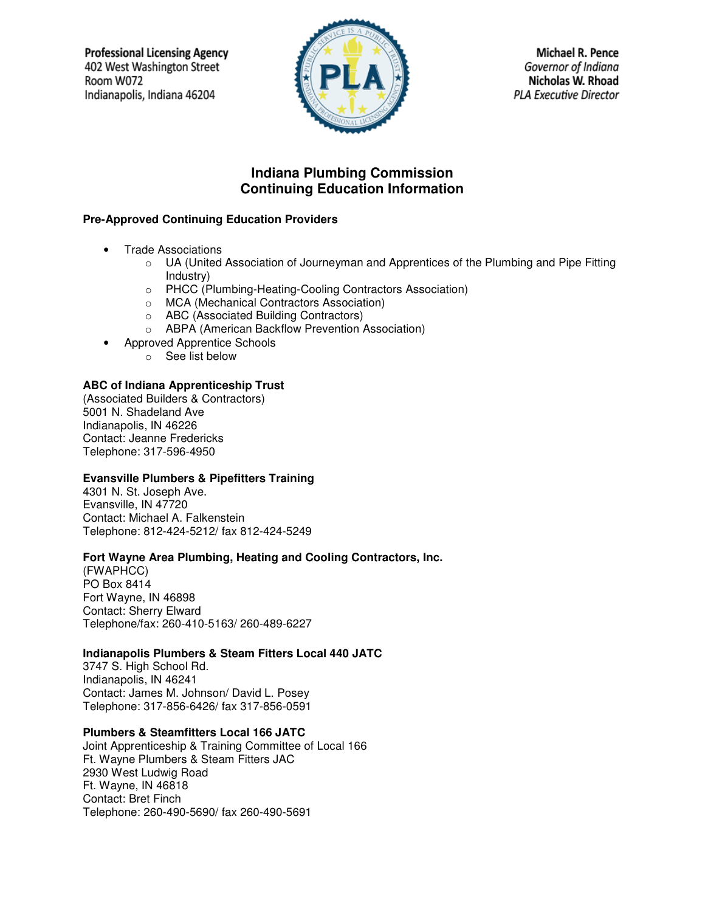Professional Licensing Agency
402 West Washington Street
Room W072
Indianapolis, Indiana 46204

Michael R. Pence
*Governor of Indiana*
Nicholas W. Rhoad
*PLA Executive Director*

# Indiana Plumbing Commission
# Continuing Education Information

**Pre-Approved Continuing Education Providers**

- Trade Associations
  - UA (United Association of Journeyman and Apprentices of the Plumbing and Pipe Fitting Industry)
  - PHCC (Plumbing-Heating-Cooling Contractors Association)
  - MCA (Mechanical Contractors Association)
  - ABC (Associated Building Contractors)
  - ABPA (American Backflow Prevention Association)
- Approved Apprentice Schools
  - See list below

**ABC of Indiana Apprenticeship Trust**
(Associated Builders & Contractors)
5001 N. Shadeland Ave
Indianapolis, IN 46226
Contact: Jeanne Fredericks
Telephone: 317-596-4950

**Evansville Plumbers & Pipefitters Training**
4301 N. St. Joseph Ave.
Evansville, IN 47720
Contact: Michael A. Falkenstein
Telephone: 812-424-5212/ fax 812-424-5249

**Fort Wayne Area Plumbing, Heating and Cooling Contractors, Inc.**
(FWAPHCC)
PO Box 8414
Fort Wayne, IN 46898
Contact: Sherry Elward
Telephone/fax: 260-410-5163/ 260-489-6227

**Indianapolis Plumbers & Steam Fitters Local 440 JATC**
3747 S. High School Rd.
Indianapolis, IN 46241
Contact: James M. Johnson/ David L. Posey
Telephone: 317-856-6426/ fax 317-856-0591

**Plumbers & Steamfitters Local 166 JATC**
Joint Apprenticeship & Training Committee of Local 166
Ft. Wayne Plumbers & Steam Fitters JAC
2930 West Ludwig Road
Ft. Wayne, IN 46818
Contact: Bret Finch
Telephone: 260-490-5690/ fax 260-490-5691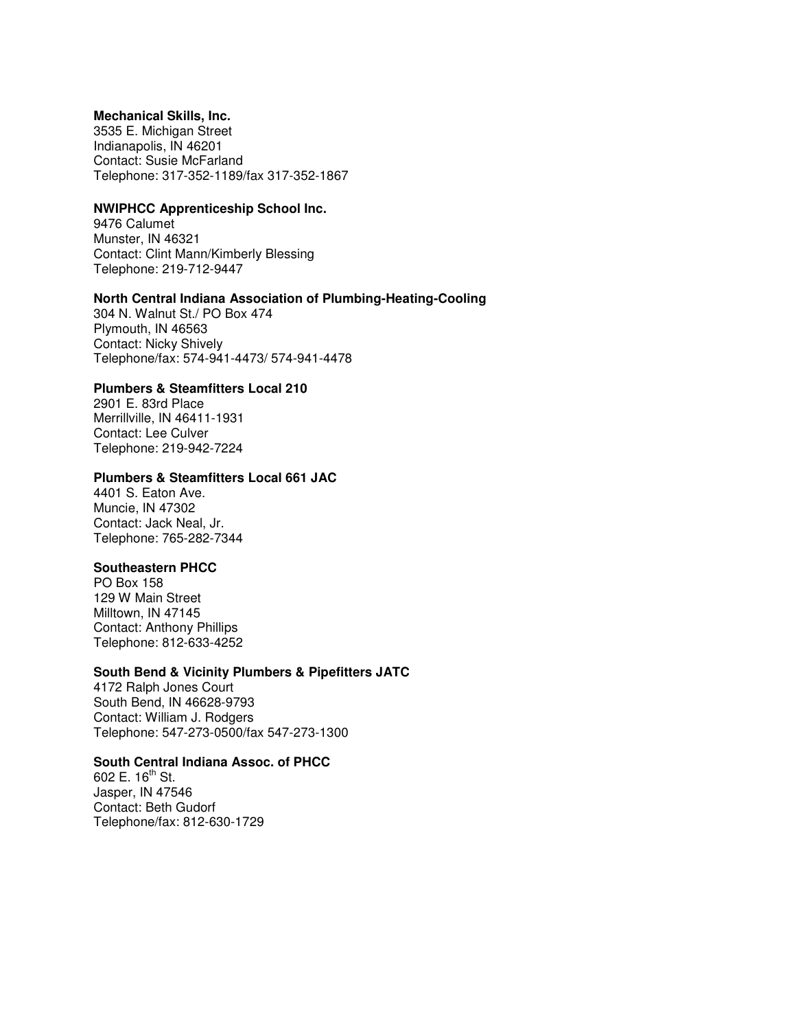**Mechanical Skills, Inc.**
3535 E. Michigan Street
Indianapolis, IN 46201
Contact: Susie McFarland
Telephone: 317-352-1189/fax 317-352-1867

**NWIPHCC Apprenticeship School Inc.**
9476 Calumet
Munster, IN 46321
Contact: Clint Mann/Kimberly Blessing
Telephone: 219-712-9447

**North Central Indiana Association of Plumbing-Heating-Cooling**
304 N. Walnut St./ PO Box 474
Plymouth, IN 46563
Contact: Nicky Shively
Telephone/fax: 574-941-4473/ 574-941-4478

**Plumbers & Steamfitters Local 210**
2901 E. 83rd Place
Merrillville, IN 46411-1931
Contact: Lee Culver
Telephone: 219-942-7224

**Plumbers & Steamfitters Local 661 JAC**
4401 S. Eaton Ave.
Muncie, IN 47302
Contact: Jack Neal, Jr.
Telephone: 765-282-7344

**Southeastern PHCC**
PO Box 158
129 W Main Street
Milltown, IN 47145
Contact: Anthony Phillips
Telephone: 812-633-4252

**South Bend & Vicinity Plumbers & Pipefitters JATC**
4172 Ralph Jones Court
South Bend, IN 46628-9793
Contact: William J. Rodgers
Telephone: 547-273-0500/fax 547-273-1300

**South Central Indiana Assoc. of PHCC**
602 E. 16th St.
Jasper, IN 47546
Contact: Beth Gudorf
Telephone/fax: 812-630-1729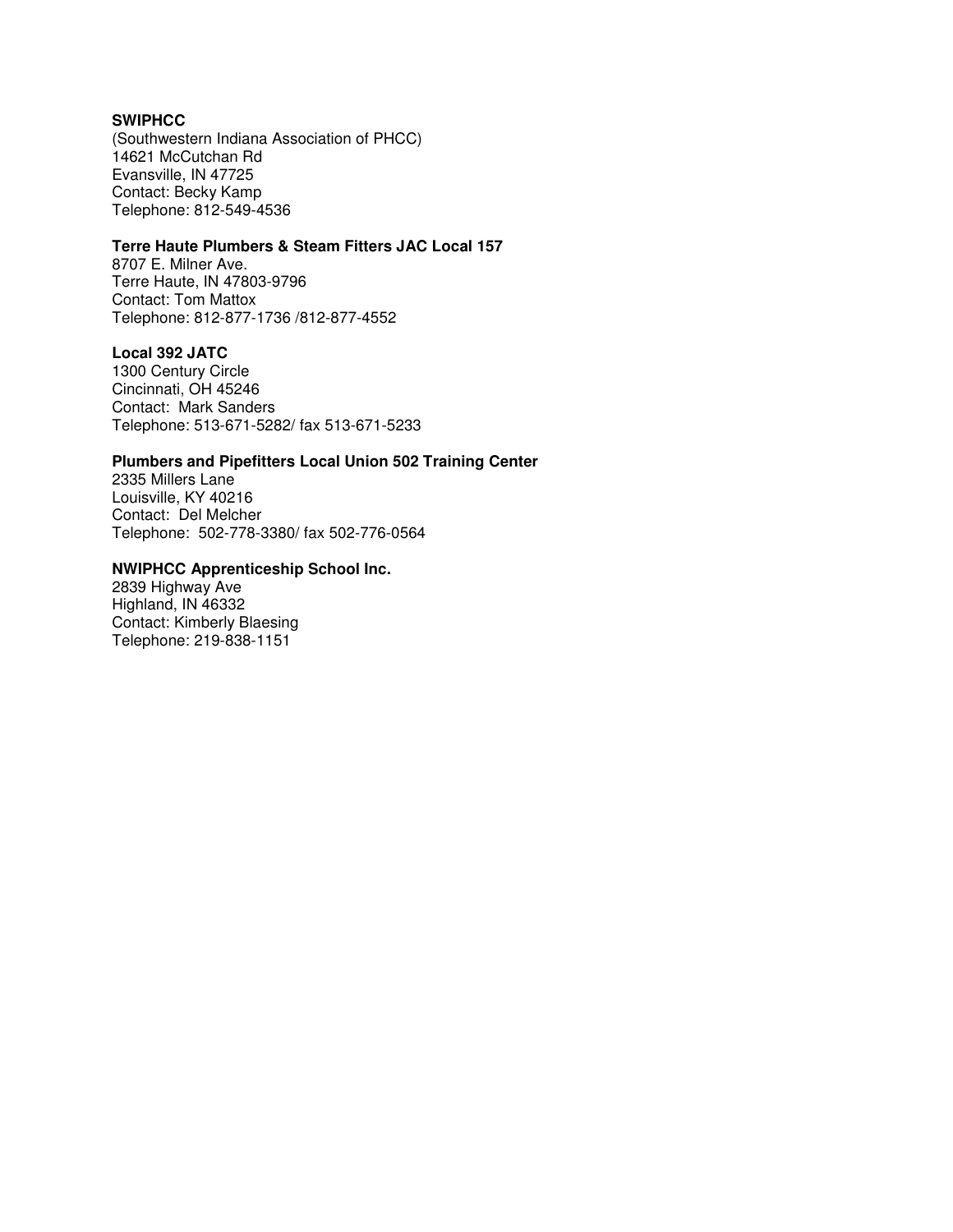**SWIPHCC**
(Southwestern Indiana Association of PHCC)
14621 McCutchan Rd
Evansville, IN 47725
Contact: Becky Kamp
Telephone: 812-549-4536

**Terre Haute Plumbers & Steam Fitters JAC Local 157**
8707 E. Milner Ave.
Terre Haute, IN 47803-9796
Contact: Tom Mattox
Telephone: 812-877-1736 /812-877-4552

**Local 392 JATC**
1300 Century Circle
Cincinnati, OH 45246
Contact: Mark Sanders
Telephone: 513-671-5282/ fax 513-671-5233

**Plumbers and Pipefitters Local Union 502 Training Center**
2335 Millers Lane
Louisville, KY 40216
Contact: Del Melcher
Telephone: 502-778-3380/ fax 502-776-0564

**NWIPHCC Apprenticeship School Inc.**
2839 Highway Ave
Highland, IN 46332
Contact: Kimberly Blaesing
Telephone: 219-838-1151